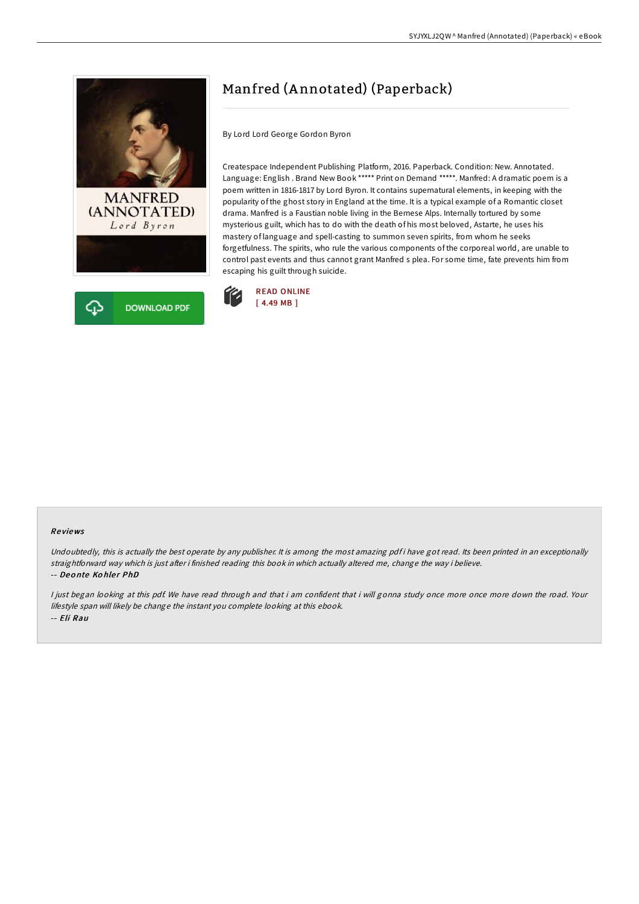# Manfred (Annotated) (Paperback)

By Lord Lord George Gordon Byron

Createspace Independent Publishing Platform, 2016. Paperback. Condition: New. Annotated. Language: English . Brand New Book ***** Print on Demand *****. Manfred: A dramatic poem is a poem written in 1816-1817 by Lord Byron. It contains supernatural elements, in keeping with the popularity of the ghost story in England at the time. It is a typical example of a Romantic closet drama. Manfred is a Faustian noble living in the Bernese Alps. Internally tortured by some mysterious guilt, which has to do with the death of his most beloved, Astarte, he uses his mastery of language and spell-casting to summon seven spirits, from whom he seeks forgetfulness. The spirits, who rule the various components of the corporeal world, are unable to control past events and thus cannot grant Manfred s plea. For some time, fate prevents him from escaping his guilt through suicide.

DOWNLOAD PDF

READ ONLINE
[ 4.49 MB ]

### Reviews

*Undoubtedly, this is actually the best operate by any publisher. It is among the most amazing pdf i have got read. Its been printed in an exceptionally straightforward way which is just after i finished reading this book in which actually altered me, change the way i believe.*

-- ***Deonte Kohler PhD***

*I just began looking at this pdf. We have read through and that i am confident that i will gonna study once more once more down the road. Your lifestyle span will likely be change the instant you complete looking at this ebook.*

-- ***Eli Rau***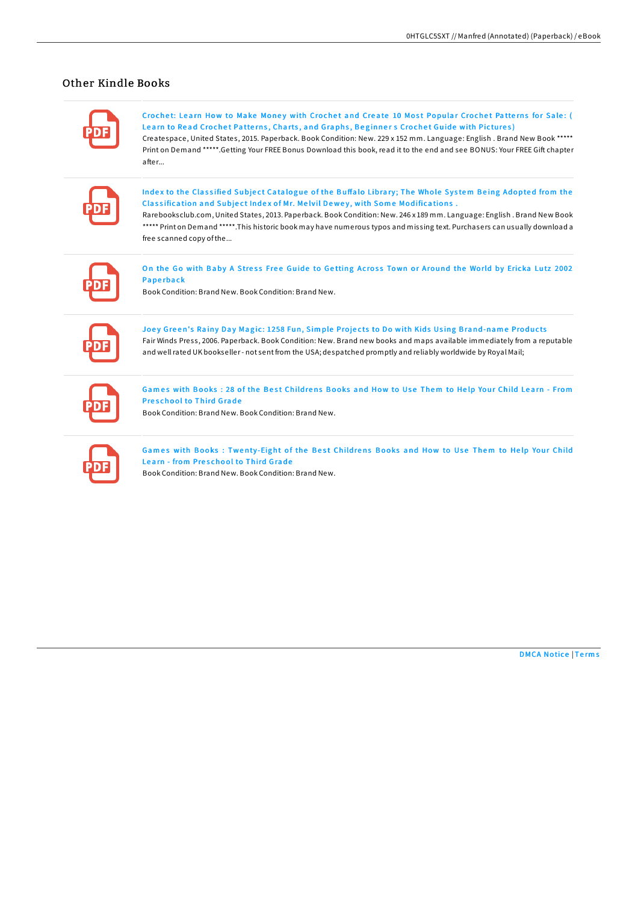## Other Kindle Books

**Crochet: Learn How to Make Money with Crochet and Create 10 Most Popular Crochet Patterns for Sale: ( Learn to Read Crochet Patterns, Charts, and Graphs, Beginner s Crochet Guide with Pictures)**
Createspace, United States, 2015. Paperback. Book Condition: New. 229 x 152 mm. Language: English . Brand New Book ***** Print on Demand *****.Getting Your FREE Bonus Download this book, read it to the end and see BONUS: Your FREE Gift chapter after...

**Index to the Classified Subject Catalogue of the Buffalo Library; The Whole System Being Adopted from the Classification and Subject Index of Mr. Melvil Dewey, with Some Modifications .**
Rarebooksclub.com, United States, 2013. Paperback. Book Condition: New. 246 x 189 mm. Language: English . Brand New Book ***** Print on Demand *****.This historic book may have numerous typos and missing text. Purchasers can usually download a free scanned copy of the...

**On the Go with Baby A Stress Free Guide to Getting Across Town or Around the World by Ericka Lutz 2002 Paperback**
Book Condition: Brand New. Book Condition: Brand New.

**Joey Green's Rainy Day Magic: 1258 Fun, Simple Projects to Do with Kids Using Brand-name Products**
Fair Winds Press, 2006. Paperback. Book Condition: New. Brand new books and maps available immediately from a reputable and well rated UK bookseller - not sent from the USA; despatched promptly and reliably worldwide by Royal Mail;

**Games with Books : 28 of the Best Childrens Books and How to Use Them to Help Your Child Learn - From Preschool to Third Grade**
Book Condition: Brand New. Book Condition: Brand New.

**Games with Books : Twenty-Eight of the Best Childrens Books and How to Use Them to Help Your Child Learn - from Preschool to Third Grade**
Book Condition: Brand New. Book Condition: Brand New.

DMCA Notice | Terms